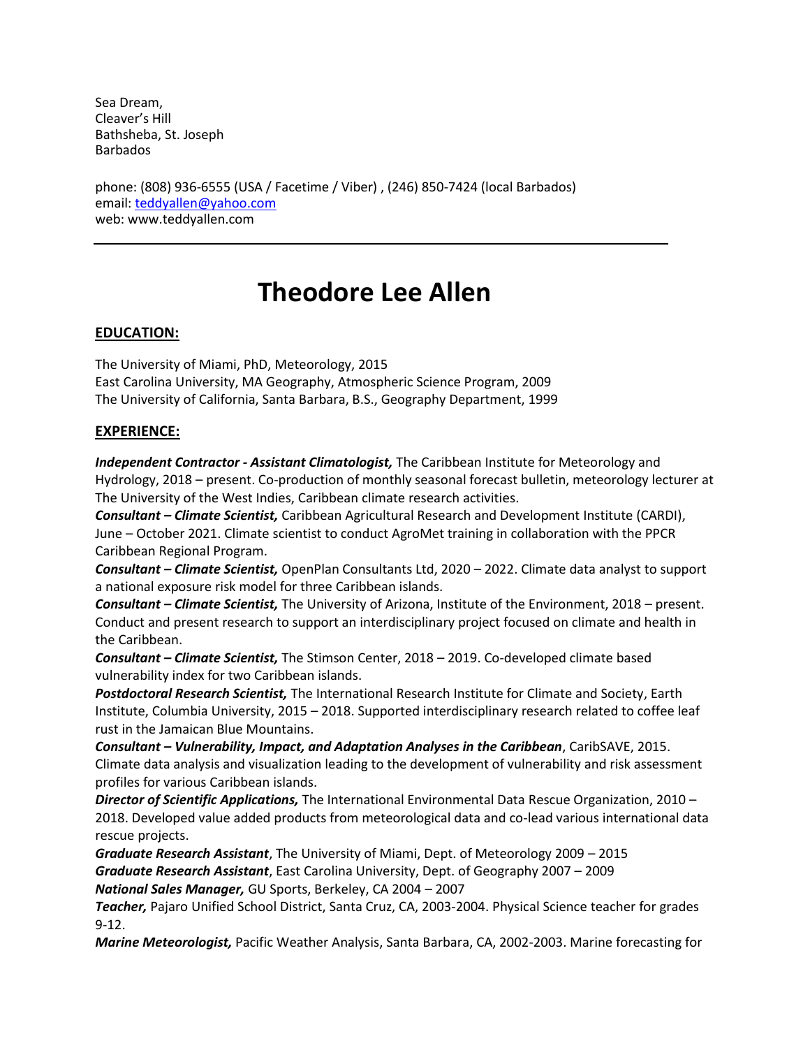Sea Dream,
Cleaver's Hill
Bathsheba, St. Joseph
Barbados

phone: (808) 936-6555 (USA / Facetime / Viber) , (246) 850-7424 (local Barbados)
email: teddyallen@yahoo.com
web: www.teddyallen.com

---

# Theodore Lee Allen

## EDUCATION:

The University of Miami, PhD, Meteorology, 2015
East Carolina University, MA Geography, Atmospheric Science Program, 2009
The University of California, Santa Barbara, B.S., Geography Department, 1999

## EXPERIENCE:

***Independent Contractor - Assistant Climatologist,*** The Caribbean Institute for Meteorology and Hydrology, 2018 – present. Co-production of monthly seasonal forecast bulletin, meteorology lecturer at The University of the West Indies, Caribbean climate research activities.
***Consultant – Climate Scientist,*** Caribbean Agricultural Research and Development Institute (CARDI), June – October 2021. Climate scientist to conduct AgroMet training in collaboration with the PPCR Caribbean Regional Program.
***Consultant – Climate Scientist,*** OpenPlan Consultants Ltd, 2020 – 2022. Climate data analyst to support a national exposure risk model for three Caribbean islands.
***Consultant – Climate Scientist,*** The University of Arizona, Institute of the Environment, 2018 – present. Conduct and present research to support an interdisciplinary project focused on climate and health in the Caribbean.
***Consultant – Climate Scientist,*** The Stimson Center, 2018 – 2019. Co-developed climate based vulnerability index for two Caribbean islands.
***Postdoctoral Research Scientist,*** The International Research Institute for Climate and Society, Earth Institute, Columbia University, 2015 – 2018. Supported interdisciplinary research related to coffee leaf rust in the Jamaican Blue Mountains.
***Consultant – Vulnerability, Impact, and Adaptation Analyses in the Caribbean***, CaribSAVE, 2015. Climate data analysis and visualization leading to the development of vulnerability and risk assessment profiles for various Caribbean islands.
***Director of Scientific Applications,*** The International Environmental Data Rescue Organization, 2010 – 2018. Developed value added products from meteorological data and co-lead various international data rescue projects.
***Graduate Research Assistant***, The University of Miami, Dept. of Meteorology 2009 – 2015
***Graduate Research Assistant***, East Carolina University, Dept. of Geography 2007 – 2009
***National Sales Manager,*** GU Sports, Berkeley, CA 2004 – 2007
***Teacher,*** Pajaro Unified School District, Santa Cruz, CA, 2003-2004. Physical Science teacher for grades 9-12.
***Marine Meteorologist,*** Pacific Weather Analysis, Santa Barbara, CA, 2002-2003. Marine forecasting for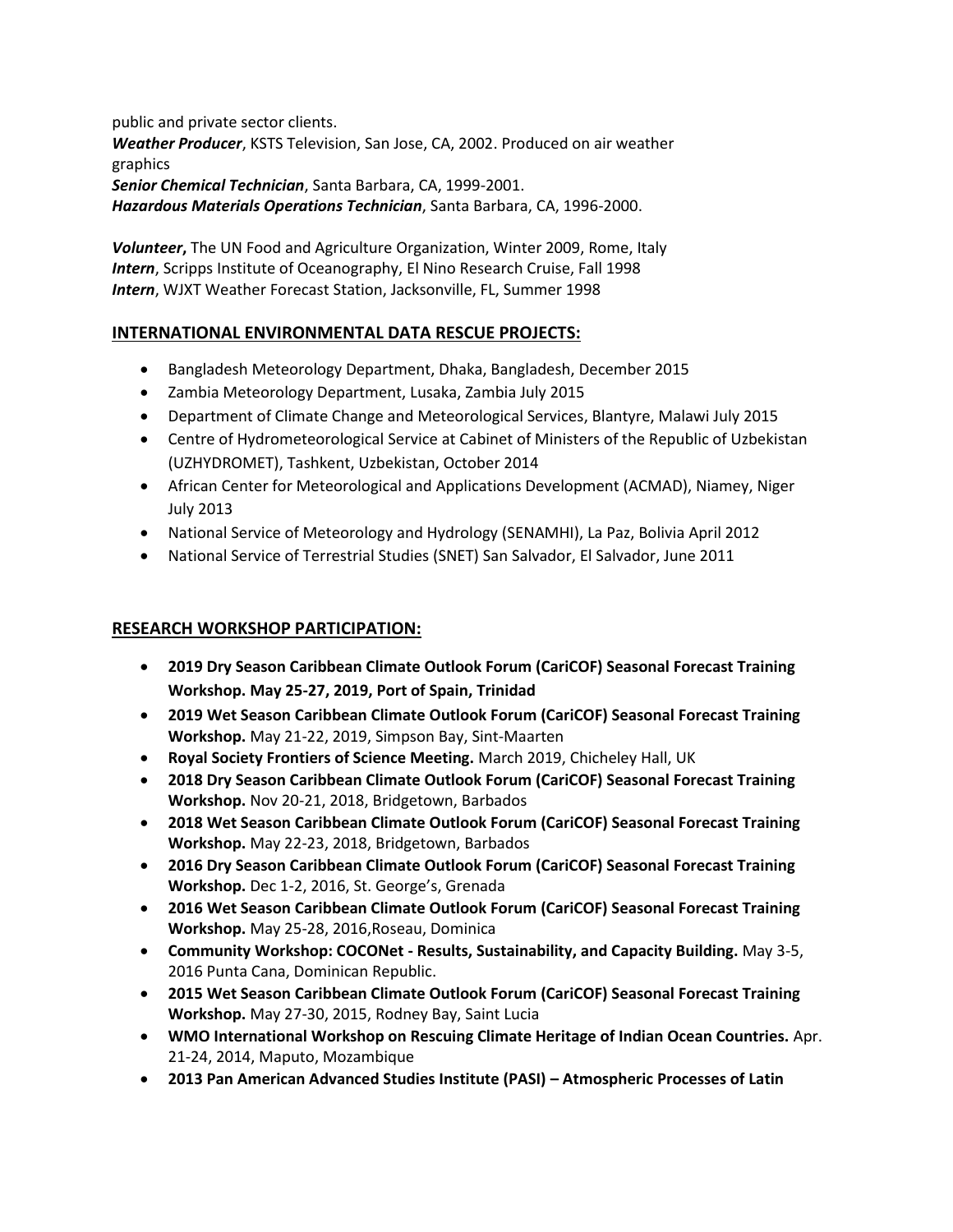public and private sector clients.
***Weather Producer***, KSTS Television, San Jose, CA, 2002. Produced on air weather graphics
***Senior Chemical Technician***, Santa Barbara, CA, 1999-2001.
***Hazardous Materials Operations Technician***, Santa Barbara, CA, 1996-2000.

***Volunteer*,** The UN Food and Agriculture Organization, Winter 2009, Rome, Italy
***Intern***, Scripps Institute of Oceanography, El Nino Research Cruise, Fall 1998
***Intern***, WJXT Weather Forecast Station, Jacksonville, FL, Summer 1998

## INTERNATIONAL ENVIRONMENTAL DATA RESCUE PROJECTS:

- Bangladesh Meteorology Department, Dhaka, Bangladesh, December 2015
- Zambia Meteorology Department, Lusaka, Zambia July 2015
- Department of Climate Change and Meteorological Services, Blantyre, Malawi July 2015
- Centre of Hydrometeorological Service at Cabinet of Ministers of the Republic of Uzbekistan (UZHYDROMET), Tashkent, Uzbekistan, October 2014
- African Center for Meteorological and Applications Development (ACMAD), Niamey, Niger July 2013
- National Service of Meteorology and Hydrology (SENAMHI), La Paz, Bolivia April 2012
- National Service of Terrestrial Studies (SNET) San Salvador, El Salvador, June 2011

## RESEARCH WORKSHOP PARTICIPATION:

- **2019 Dry Season Caribbean Climate Outlook Forum (CariCOF) Seasonal Forecast Training Workshop. May 25-27, 2019, Port of Spain, Trinidad**
- **2019 Wet Season Caribbean Climate Outlook Forum (CariCOF) Seasonal Forecast Training Workshop.** May 21-22, 2019, Simpson Bay, Sint-Maarten
- **Royal Society Frontiers of Science Meeting.** March 2019, Chicheley Hall, UK
- **2018 Dry Season Caribbean Climate Outlook Forum (CariCOF) Seasonal Forecast Training Workshop.** Nov 20-21, 2018, Bridgetown, Barbados
- **2018 Wet Season Caribbean Climate Outlook Forum (CariCOF) Seasonal Forecast Training Workshop.** May 22-23, 2018, Bridgetown, Barbados
- **2016 Dry Season Caribbean Climate Outlook Forum (CariCOF) Seasonal Forecast Training Workshop.** Dec 1-2, 2016, St. George's, Grenada
- **2016 Wet Season Caribbean Climate Outlook Forum (CariCOF) Seasonal Forecast Training Workshop.** May 25-28, 2016,Roseau, Dominica
- **Community Workshop: COCONet - Results, Sustainability, and Capacity Building.** May 3-5, 2016 Punta Cana, Dominican Republic.
- **2015 Wet Season Caribbean Climate Outlook Forum (CariCOF) Seasonal Forecast Training Workshop.** May 27-30, 2015, Rodney Bay, Saint Lucia
- **WMO International Workshop on Rescuing Climate Heritage of Indian Ocean Countries.** Apr. 21-24, 2014, Maputo, Mozambique
- **2013 Pan American Advanced Studies Institute (PASI) – Atmospheric Processes of Latin**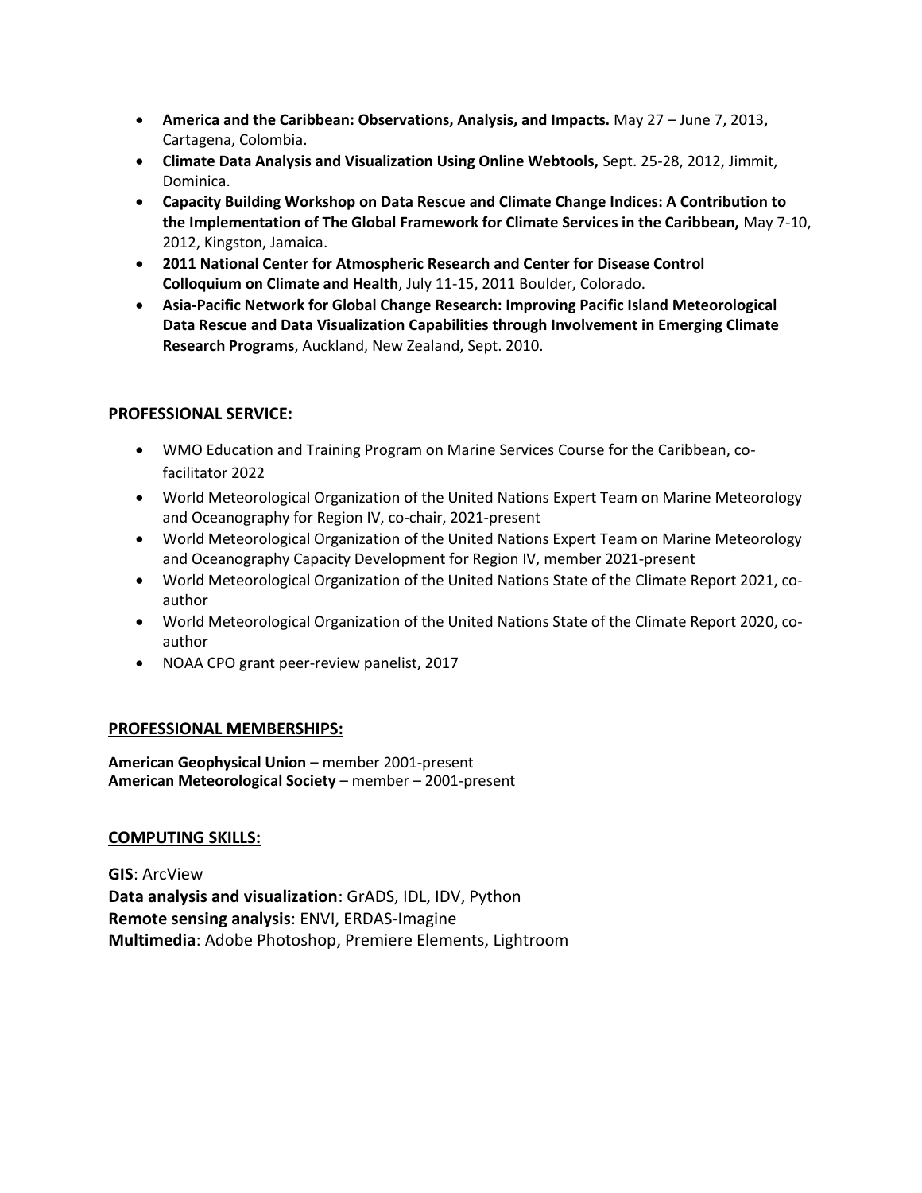- **America and the Caribbean: Observations, Analysis, and Impacts.** May 27 – June 7, 2013, Cartagena, Colombia.
- **Climate Data Analysis and Visualization Using Online Webtools,** Sept. 25-28, 2012, Jimmit, Dominica.
- **Capacity Building Workshop on Data Rescue and Climate Change Indices: A Contribution to the Implementation of The Global Framework for Climate Services in the Caribbean,** May 7-10, 2012, Kingston, Jamaica.
- **2011 National Center for Atmospheric Research and Center for Disease Control Colloquium on Climate and Health**, July 11-15, 2011 Boulder, Colorado.
- **Asia-Pacific Network for Global Change Research: Improving Pacific Island Meteorological Data Rescue and Data Visualization Capabilities through Involvement in Emerging Climate Research Programs**, Auckland, New Zealand, Sept. 2010.

## PROFESSIONAL SERVICE:

- WMO Education and Training Program on Marine Services Course for the Caribbean, co-facilitator 2022
- World Meteorological Organization of the United Nations Expert Team on Marine Meteorology and Oceanography for Region IV, co-chair, 2021-present
- World Meteorological Organization of the United Nations Expert Team on Marine Meteorology and Oceanography Capacity Development for Region IV, member 2021-present
- World Meteorological Organization of the United Nations State of the Climate Report 2021, co-author
- World Meteorological Organization of the United Nations State of the Climate Report 2020, co-author
- NOAA CPO grant peer-review panelist, 2017

## PROFESSIONAL MEMBERSHIPS:

**American Geophysical Union** – member 2001-present
**American Meteorological Society** – member – 2001-present

## COMPUTING SKILLS:

**GIS**: ArcView
**Data analysis and visualization**: GrADS, IDL, IDV, Python
**Remote sensing analysis**: ENVI, ERDAS-Imagine
**Multimedia**: Adobe Photoshop, Premiere Elements, Lightroom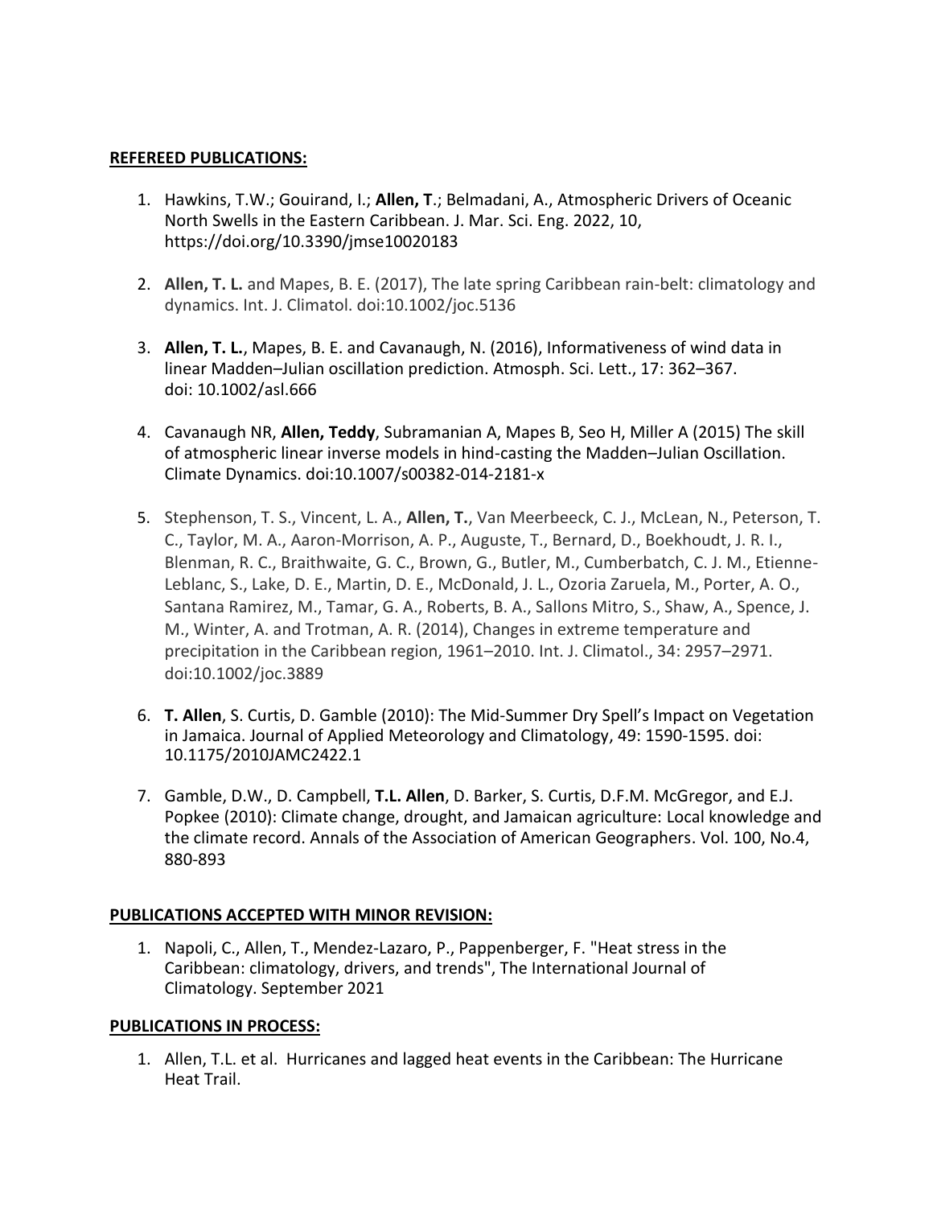**REFEREED PUBLICATIONS:**

1. Hawkins, T.W.; Gouirand, I.; **Allen, T**.; Belmadani, A., Atmospheric Drivers of Oceanic North Swells in the Eastern Caribbean. J. Mar. Sci. Eng. 2022, 10, https://doi.org/10.3390/jmse10020183

2. **Allen, T. L.** and Mapes, B. E. (2017), The late spring Caribbean rain-belt: climatology and dynamics. Int. J. Climatol. doi:10.1002/joc.5136

3. **Allen, T. L.**, Mapes, B. E. and Cavanaugh, N. (2016), Informativeness of wind data in linear Madden–Julian oscillation prediction. Atmosph. Sci. Lett., 17: 362–367. doi: 10.1002/asl.666

4. Cavanaugh NR, **Allen, Teddy**, Subramanian A, Mapes B, Seo H, Miller A (2015) The skill of atmospheric linear inverse models in hind-casting the Madden–Julian Oscillation. Climate Dynamics. doi:10.1007/s00382-014-2181-x

5. Stephenson, T. S., Vincent, L. A., **Allen, T.**, Van Meerbeeck, C. J., McLean, N., Peterson, T. C., Taylor, M. A., Aaron-Morrison, A. P., Auguste, T., Bernard, D., Boekhoudt, J. R. I., Blenman, R. C., Braithwaite, G. C., Brown, G., Butler, M., Cumberbatch, C. J. M., Etienne-Leblanc, S., Lake, D. E., Martin, D. E., McDonald, J. L., Ozoria Zaruela, M., Porter, A. O., Santana Ramirez, M., Tamar, G. A., Roberts, B. A., Sallons Mitro, S., Shaw, A., Spence, J. M., Winter, A. and Trotman, A. R. (2014), Changes in extreme temperature and precipitation in the Caribbean region, 1961–2010. Int. J. Climatol., 34: 2957–2971. doi:10.1002/joc.3889

6. **T. Allen**, S. Curtis, D. Gamble (2010): The Mid-Summer Dry Spell's Impact on Vegetation in Jamaica. Journal of Applied Meteorology and Climatology, 49: 1590-1595. doi: 10.1175/2010JAMC2422.1

7. Gamble, D.W., D. Campbell, **T.L. Allen**, D. Barker, S. Curtis, D.F.M. McGregor, and E.J. Popkee (2010): Climate change, drought, and Jamaican agriculture: Local knowledge and the climate record. Annals of the Association of American Geographers. Vol. 100, No.4, 880-893

**PUBLICATIONS ACCEPTED WITH MINOR REVISION:**

1. Napoli, C., Allen, T., Mendez-Lazaro, P., Pappenberger, F. "Heat stress in the Caribbean: climatology, drivers, and trends", The International Journal of Climatology. September 2021

**PUBLICATIONS IN PROCESS:**

1. Allen, T.L. et al. Hurricanes and lagged heat events in the Caribbean: The Hurricane Heat Trail.